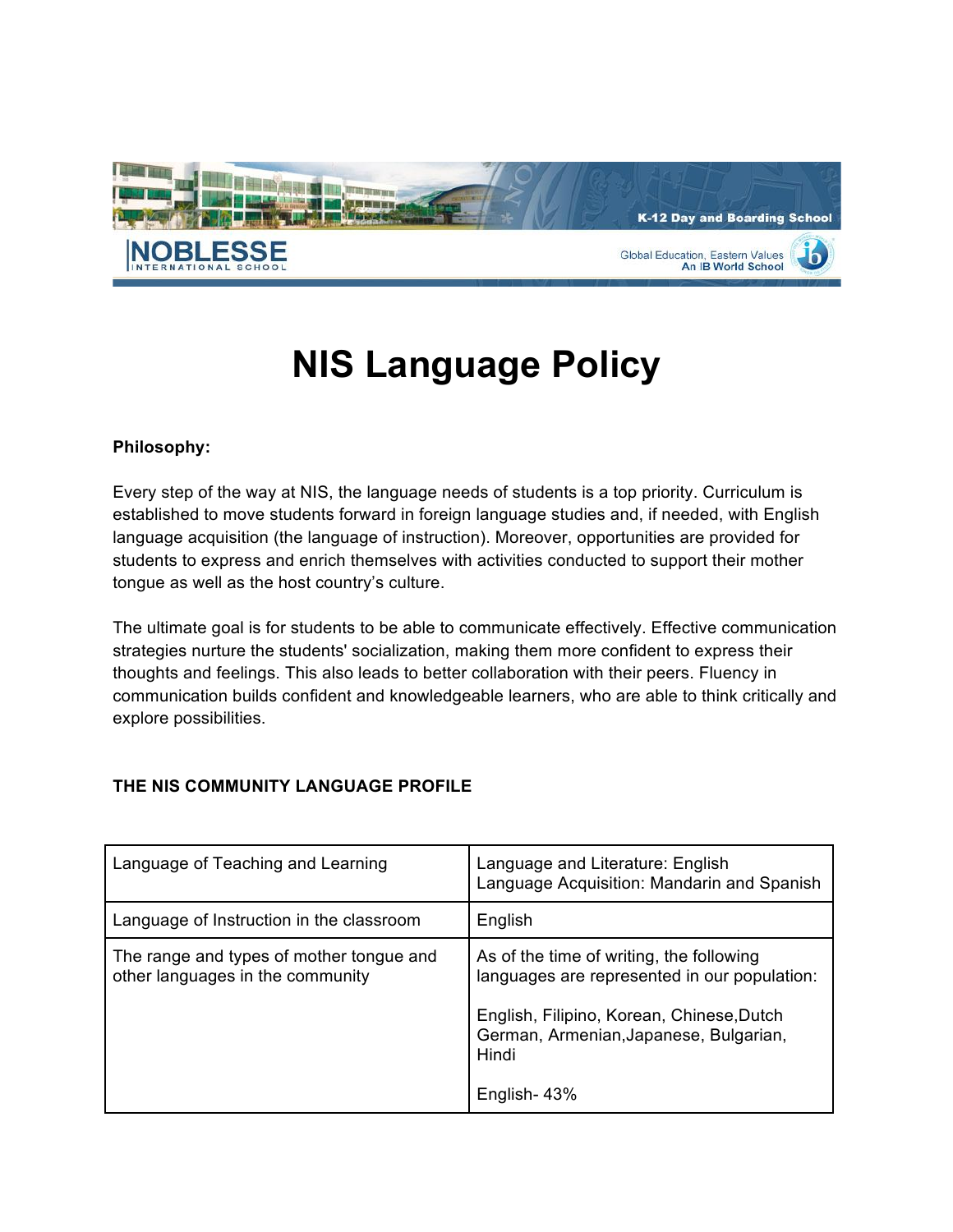# NIS Language Policy

**Philosophy:**

Every step of the way at NIS, the language needs of students is a top priority. Curriculum is established to move students forward in foreign language studies and, if needed, with English language acquisition (the language of instruction). Moreover, opportunities are provided for students to express and enrich themselves with activities conducted to support their mother tongue as well as the host country's culture.

The ultimate goal is for students to be able to communicate effectively. Effective communication strategies nurture the students' socialization, making them more confident to express their thoughts and feelings. This also leads to better collaboration with their peers. Fluency in communication builds confident and knowledgeable learners, who are able to think critically and explore possibilities.

**THE NIS COMMUNITY LANGUAGE PROFILE**

| | |
|---|---|
| Language of Teaching and Learning | Language and Literature: English<br>Language Acquisition: Mandarin and Spanish |
| Language of Instruction in the classroom | English |
| The range and types of mother tongue and other languages in the community | As of the time of writing, the following languages are represented in our population:<br><br>English, Filipino, Korean, Chinese,Dutch German, Armenian,Japanese, Bulgarian, Hindi<br><br>English- 43% |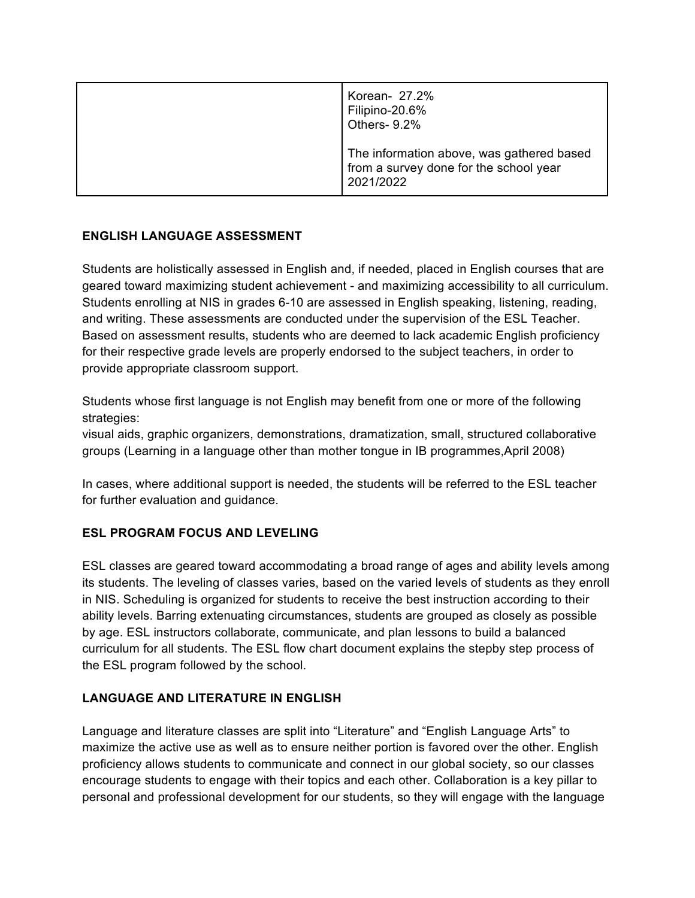| | Korean- 27.2%<br>Filipino-20.6%<br>Others- 9.2%<br><br>The information above, was gathered based from a survey done for the school year 2021/2022 |
|---|---|

**ENGLISH LANGUAGE ASSESSMENT**

Students are holistically assessed in English and, if needed, placed in English courses that are geared toward maximizing student achievement - and maximizing accessibility to all curriculum. Students enrolling at NIS in grades 6-10 are assessed in English speaking, listening, reading, and writing. These assessments are conducted under the supervision of the ESL Teacher. Based on assessment results, students who are deemed to lack academic English proficiency for their respective grade levels are properly endorsed to the subject teachers, in order to provide appropriate classroom support.

Students whose first language is not English may benefit from one or more of the following strategies:
visual aids, graphic organizers, demonstrations, dramatization, small, structured collaborative groups (Learning in a language other than mother tongue in IB programmes,April 2008)

In cases, where additional support is needed, the students will be referred to the ESL teacher for further evaluation and guidance.

**ESL PROGRAM FOCUS AND LEVELING**

ESL classes are geared toward accommodating a broad range of ages and ability levels among its students. The leveling of classes varies, based on the varied levels of students as they enroll in NIS. Scheduling is organized for students to receive the best instruction according to their ability levels. Barring extenuating circumstances, students are grouped as closely as possible by age. ESL instructors collaborate, communicate, and plan lessons to build a balanced curriculum for all students. The ESL flow chart document explains the stepby step process of the ESL program followed by the school.

**LANGUAGE AND LITERATURE IN ENGLISH**

Language and literature classes are split into "Literature" and "English Language Arts" to maximize the active use as well as to ensure neither portion is favored over the other. English proficiency allows students to communicate and connect in our global society, so our classes encourage students to engage with their topics and each other. Collaboration is a key pillar to personal and professional development for our students, so they will engage with the language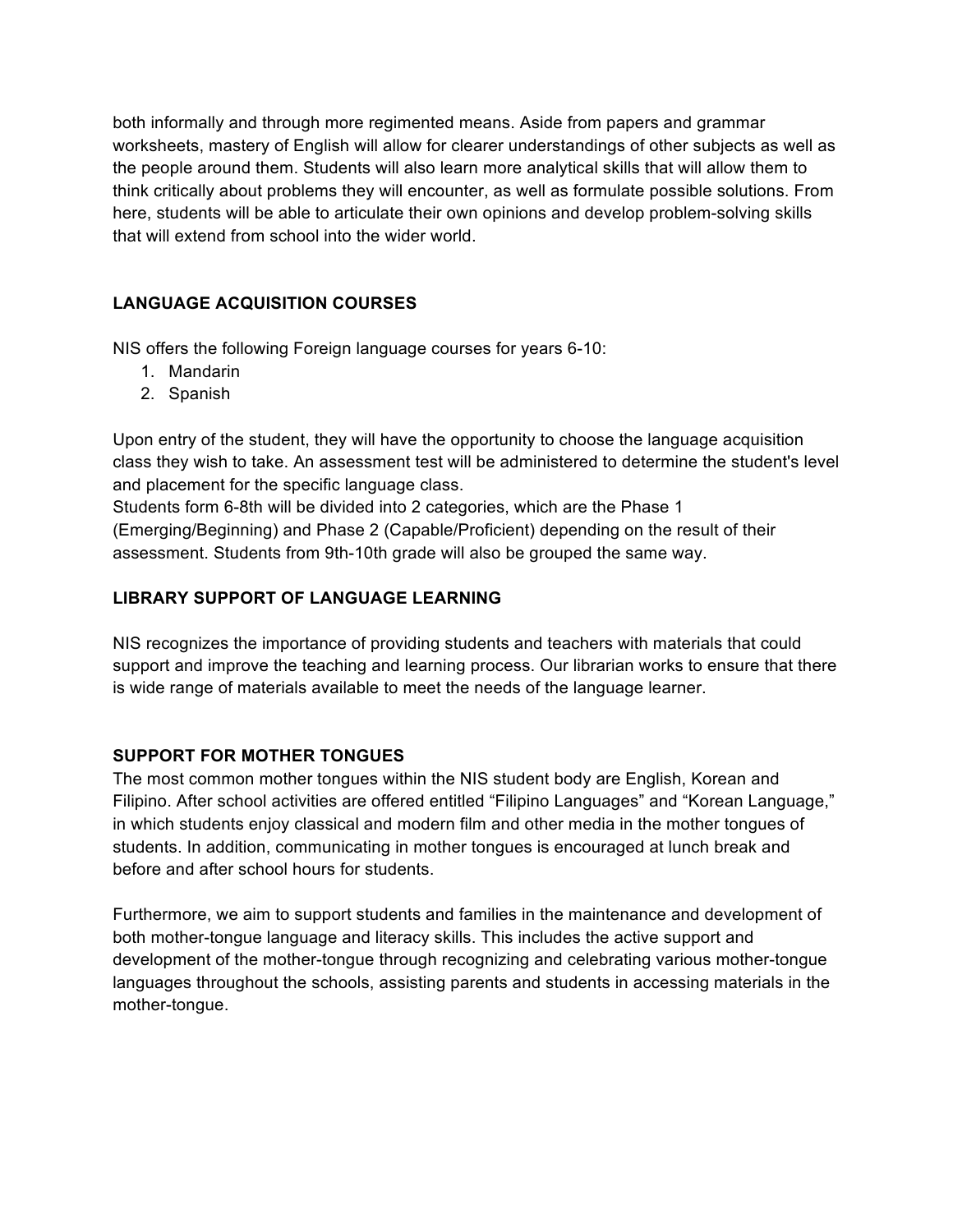both informally and through more regimented means. Aside from papers and grammar worksheets, mastery of English will allow for clearer understandings of other subjects as well as the people around them. Students will also learn more analytical skills that will allow them to think critically about problems they will encounter, as well as formulate possible solutions. From here, students will be able to articulate their own opinions and develop problem-solving skills that will extend from school into the wider world.

## LANGUAGE ACQUISITION COURSES

NIS offers the following Foreign language courses for years 6-10:

1. Mandarin
2. Spanish

Upon entry of the student, they will have the opportunity to choose the language acquisition class they wish to take. An assessment test will be administered to determine the student's level and placement for the specific language class.

Students form 6-8th will be divided into 2 categories, which are the Phase 1 (Emerging/Beginning) and Phase 2 (Capable/Proficient) depending on the result of their assessment. Students from 9th-10th grade will also be grouped the same way.

## LIBRARY SUPPORT OF LANGUAGE LEARNING

NIS recognizes the importance of providing students and teachers with materials that could support and improve the teaching and learning process. Our librarian works to ensure that there is wide range of materials available to meet the needs of the language learner.

## SUPPORT FOR MOTHER TONGUES

The most common mother tongues within the NIS student body are English, Korean and Filipino. After school activities are offered entitled "Filipino Languages" and "Korean Language," in which students enjoy classical and modern film and other media in the mother tongues of students. In addition, communicating in mother tongues is encouraged at lunch break and before and after school hours for students.

Furthermore, we aim to support students and families in the maintenance and development of both mother-tongue language and literacy skills. This includes the active support and development of the mother-tongue through recognizing and celebrating various mother-tongue languages throughout the schools, assisting parents and students in accessing materials in the mother-tongue.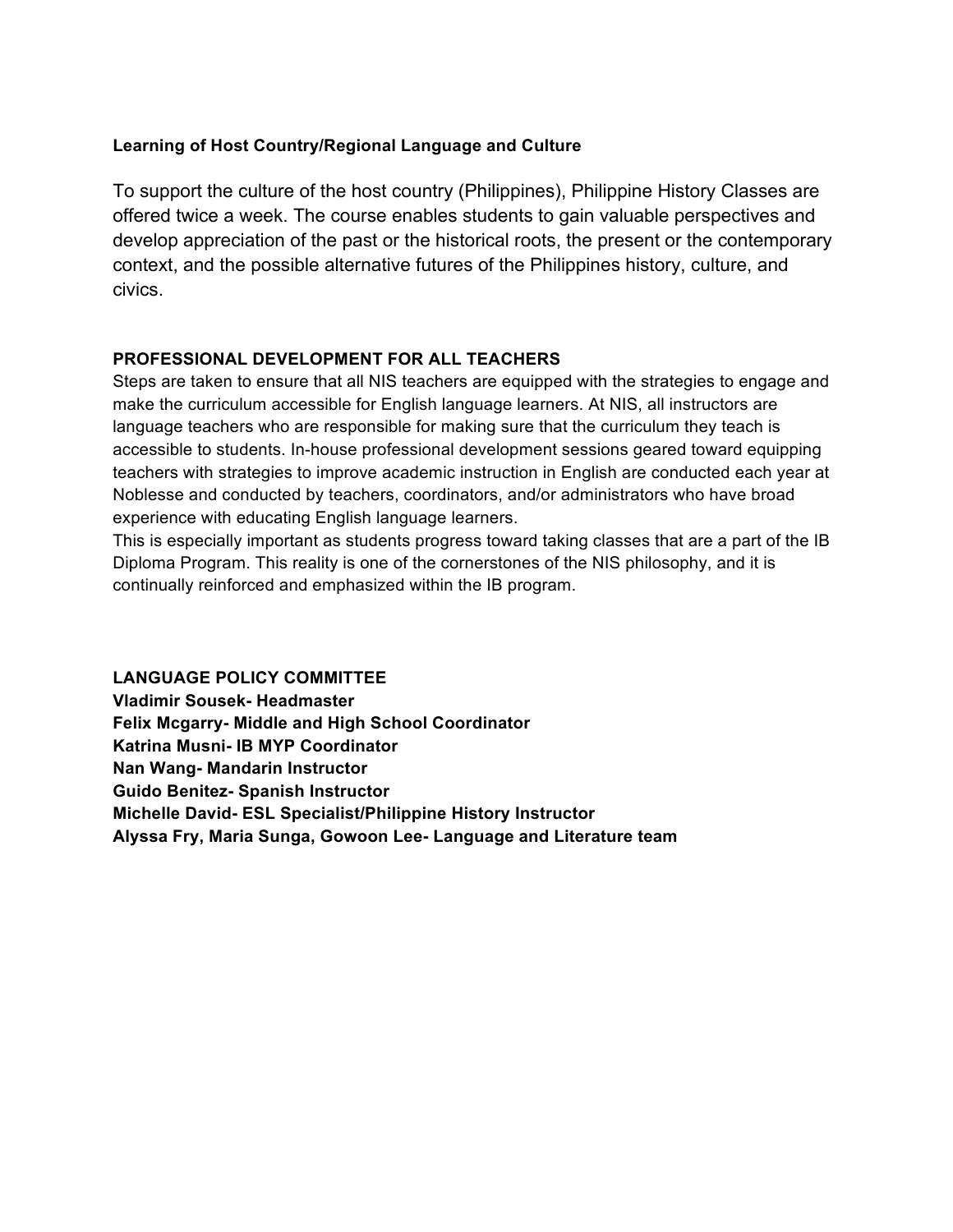### Learning of Host Country/Regional Language and Culture

To support the culture of the host country (Philippines), Philippine History Classes are offered twice a week. The course enables students to gain valuable perspectives and develop appreciation of the past or the historical roots, the present or the contemporary context, and the possible alternative futures of the Philippines history, culture, and civics.

### PROFESSIONAL DEVELOPMENT FOR ALL TEACHERS

Steps are taken to ensure that all NIS teachers are equipped with the strategies to engage and make the curriculum accessible for English language learners. At NIS, all instructors are language teachers who are responsible for making sure that the curriculum they teach is accessible to students. In-house professional development sessions geared toward equipping teachers with strategies to improve academic instruction in English are conducted each year at Noblesse and conducted by teachers, coordinators, and/or administrators who have broad experience with educating English language learners.

This is especially important as students progress toward taking classes that are a part of the IB Diploma Program. This reality is one of the cornerstones of the NIS philosophy, and it is continually reinforced and emphasized within the IB program.

### LANGUAGE POLICY COMMITTEE

**Vladimir Sousek- Headmaster**
**Felix Mcgarry- Middle and High School Coordinator**
**Katrina Musni- IB MYP Coordinator**
**Nan Wang- Mandarin Instructor**
**Guido Benitez- Spanish Instructor**
**Michelle David- ESL Specialist/Philippine History Instructor**
**Alyssa Fry, Maria Sunga, Gowoon Lee- Language and Literature team**